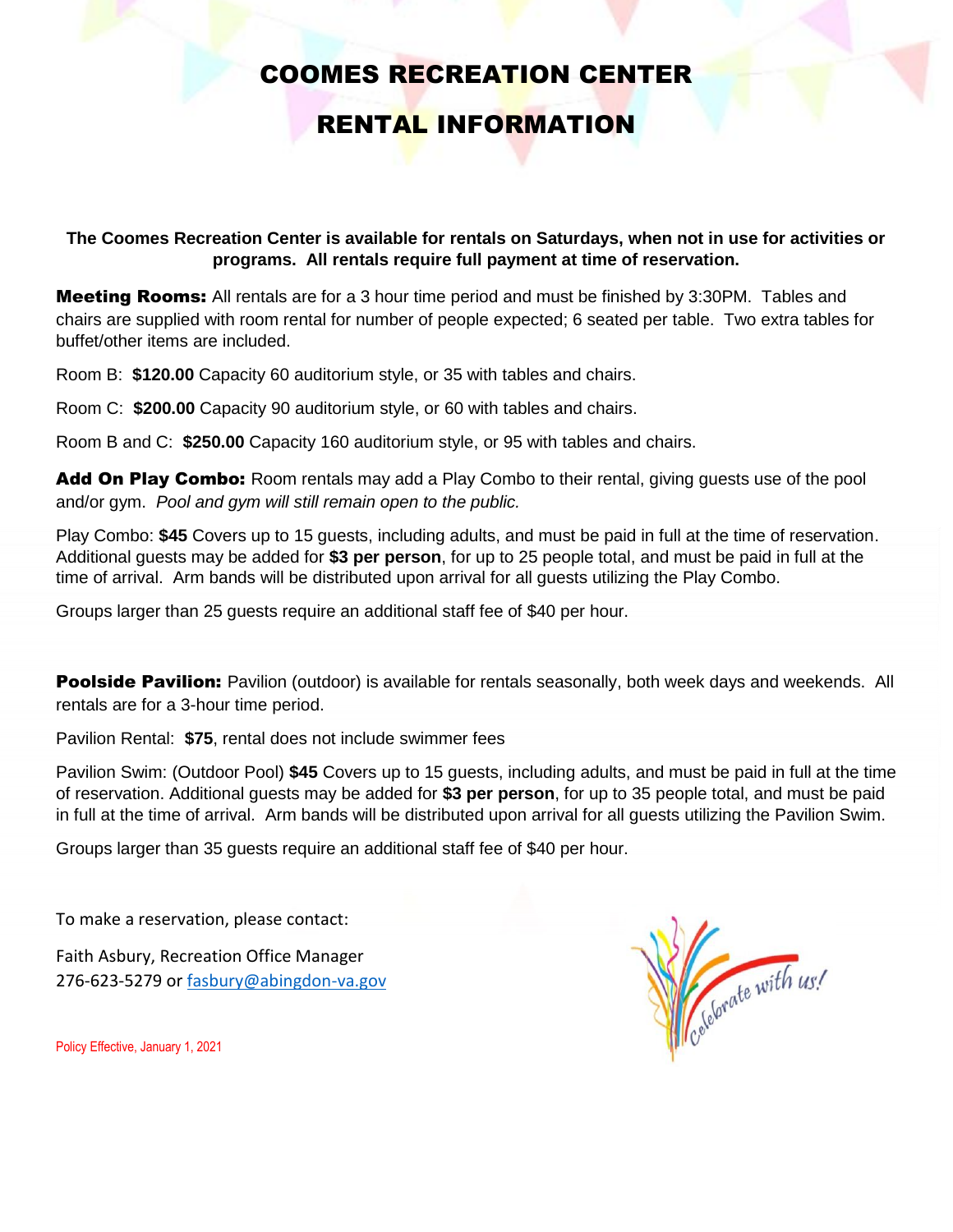# COOMES RECREATION CENTER

# RENTAL INFORMATION

**The Coomes Recreation Center is available for rentals on Saturdays, when not in use for activities or programs. All rentals require full payment at time of reservation.**

**Meeting Rooms:** All rentals are for a 3 hour time period and must be finished by 3:30PM. Tables and chairs are supplied with room rental for number of people expected; 6 seated per table. Two extra tables for buffet/other items are included.

Room B: **$120.00** Capacity 60 auditorium style, or 35 with tables and chairs.

Room C: **$200.00** Capacity 90 auditorium style, or 60 with tables and chairs.

Room B and C: **$250.00** Capacity 160 auditorium style, or 95 with tables and chairs.

**Add On Play Combo:** Room rentals may add a Play Combo to their rental, giving guests use of the pool and/or gym. *Pool and gym will still remain open to the public.*

Play Combo: **$45** Covers up to 15 guests, including adults, and must be paid in full at the time of reservation. Additional guests may be added for **$3 per person**, for up to 25 people total, and must be paid in full at the time of arrival. Arm bands will be distributed upon arrival for all guests utilizing the Play Combo.

Groups larger than 25 guests require an additional staff fee of $40 per hour.

**Poolside Pavilion:** Pavilion (outdoor) is available for rentals seasonally, both week days and weekends. All rentals are for a 3-hour time period.

Pavilion Rental: **$75**, rental does not include swimmer fees

Pavilion Swim: (Outdoor Pool) **$45** Covers up to 15 guests, including adults, and must be paid in full at the time of reservation. Additional guests may be added for **$3 per person**, for up to 35 people total, and must be paid in full at the time of arrival. Arm bands will be distributed upon arrival for all guests utilizing the Pavilion Swim.

Groups larger than 35 guests require an additional staff fee of $40 per hour.

To make a reservation, please contact:

Faith Asbury, Recreation Office Manager
276-623-5279 or fasbury@abingdon-va.gov

Celebrate with us!

Policy Effective, January 1, 2021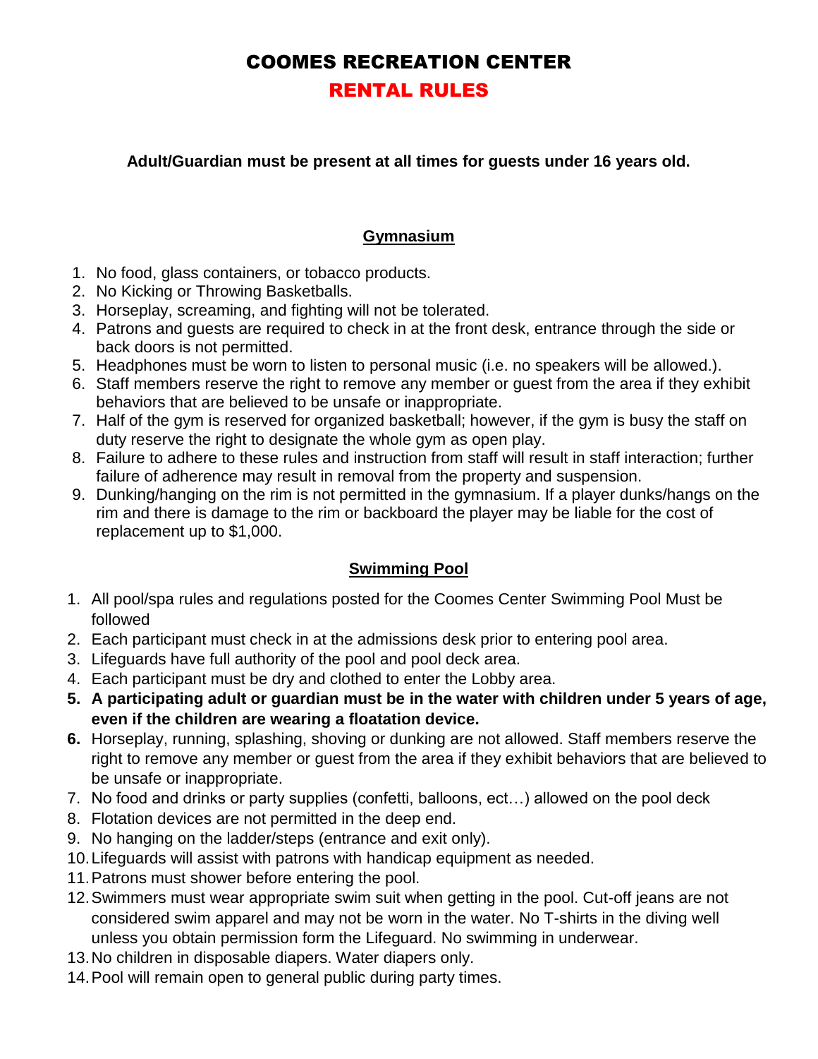# COOMES RECREATION CENTER

## RENTAL RULES

**Adult/Guardian must be present at all times for guests under 16 years old.**

### Gymnasium

1. No food, glass containers, or tobacco products.
2. No Kicking or Throwing Basketballs.
3. Horseplay, screaming, and fighting will not be tolerated.
4. Patrons and guests are required to check in at the front desk, entrance through the side or back doors is not permitted.
5. Headphones must be worn to listen to personal music (i.e. no speakers will be allowed.).
6. Staff members reserve the right to remove any member or guest from the area if they exhibit behaviors that are believed to be unsafe or inappropriate.
7. Half of the gym is reserved for organized basketball; however, if the gym is busy the staff on duty reserve the right to designate the whole gym as open play.
8. Failure to adhere to these rules and instruction from staff will result in staff interaction; further failure of adherence may result in removal from the property and suspension.
9. Dunking/hanging on the rim is not permitted in the gymnasium. If a player dunks/hangs on the rim and there is damage to the rim or backboard the player may be liable for the cost of replacement up to $1,000.

### Swimming Pool

1. All pool/spa rules and regulations posted for the Coomes Center Swimming Pool Must be followed
2. Each participant must check in at the admissions desk prior to entering pool area.
3. Lifeguards have full authority of the pool and pool deck area.
4. Each participant must be dry and clothed to enter the Lobby area.
5. **A participating adult or guardian must be in the water with children under 5 years of age, even if the children are wearing a floatation device.**
6. Horseplay, running, splashing, shoving or dunking are not allowed. Staff members reserve the right to remove any member or guest from the area if they exhibit behaviors that are believed to be unsafe or inappropriate.
7. No food and drinks or party supplies (confetti, balloons, ect…) allowed on the pool deck
8. Flotation devices are not permitted in the deep end.
9. No hanging on the ladder/steps (entrance and exit only).
10. Lifeguards will assist with patrons with handicap equipment as needed.
11. Patrons must shower before entering the pool.
12. Swimmers must wear appropriate swim suit when getting in the pool. Cut-off jeans are not considered swim apparel and may not be worn in the water. No T-shirts in the diving well unless you obtain permission form the Lifeguard. No swimming in underwear.
13. No children in disposable diapers. Water diapers only.
14. Pool will remain open to general public during party times.